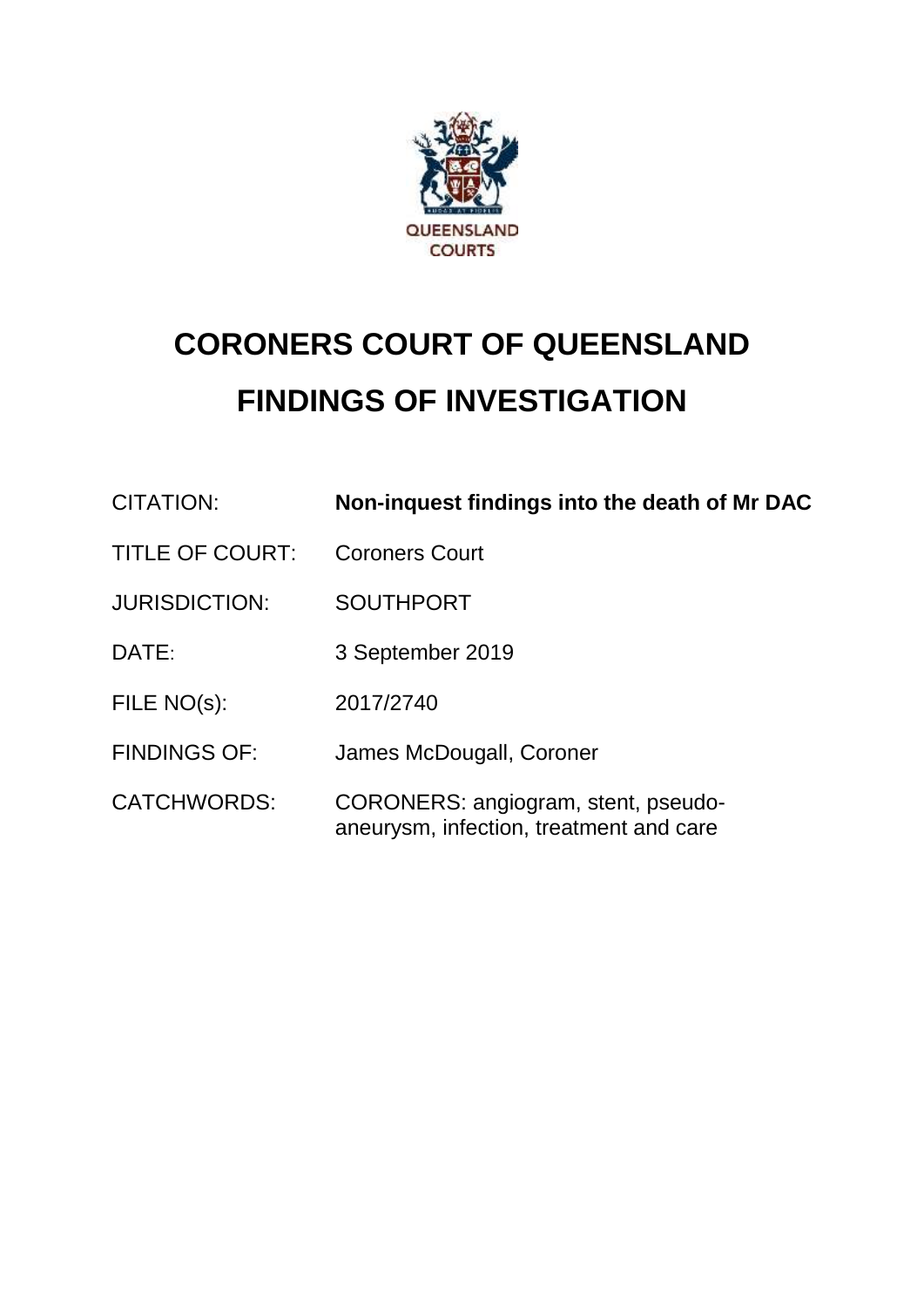QUEENSLAND COURTS

# CORONERS COURT OF QUEENSLAND
# FINDINGS OF INVESTIGATION

| | |
|---|---|
| CITATION: | **Non-inquest findings into the death of Mr DAC** |
| TITLE OF COURT: | Coroners Court |
| JURISDICTION: | SOUTHPORT |
| DATE: | 3 September 2019 |
| FILE NO(s): | 2017/2740 |
| FINDINGS OF: | James McDougall, Coroner |
| CATCHWORDS: | CORONERS: angiogram, stent, pseudo-aneurysm, infection, treatment and care |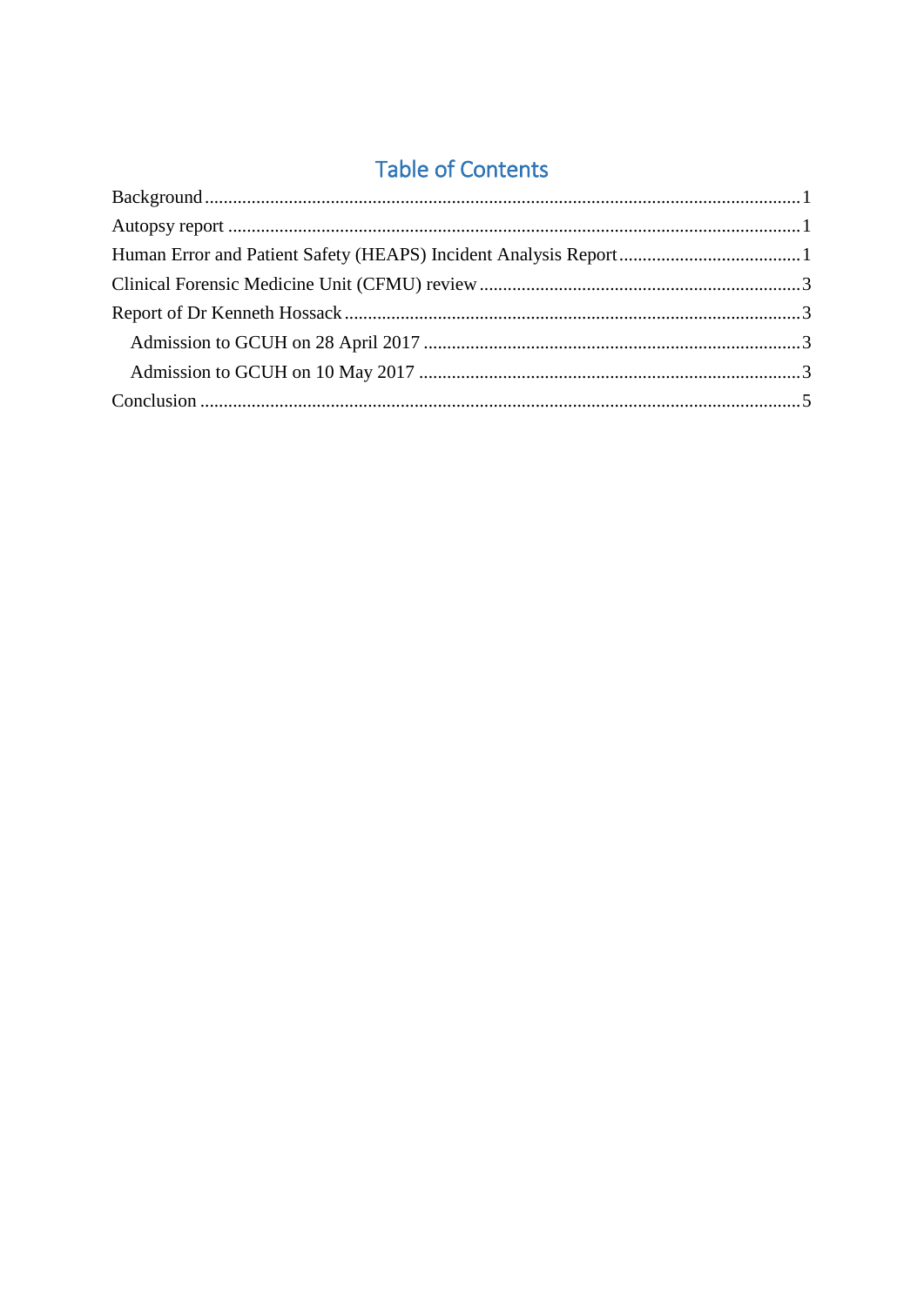# Table of Contents

Background ........................................................................................................................ 1
Autopsy report .................................................................................................................... 1
Human Error and Patient Safety (HEAPS) Incident Analysis Report ....................................... 1
Clinical Forensic Medicine Unit (CFMU) review ..................................................................... 3
Report of Dr Kenneth Hossack .............................................................................................. 3
    Admission to GCUH on 28 April 2017 ................................................................................ 3
    Admission to GCUH on 10 May 2017 .................................................................................. 3
Conclusion ........................................................................................................................... 5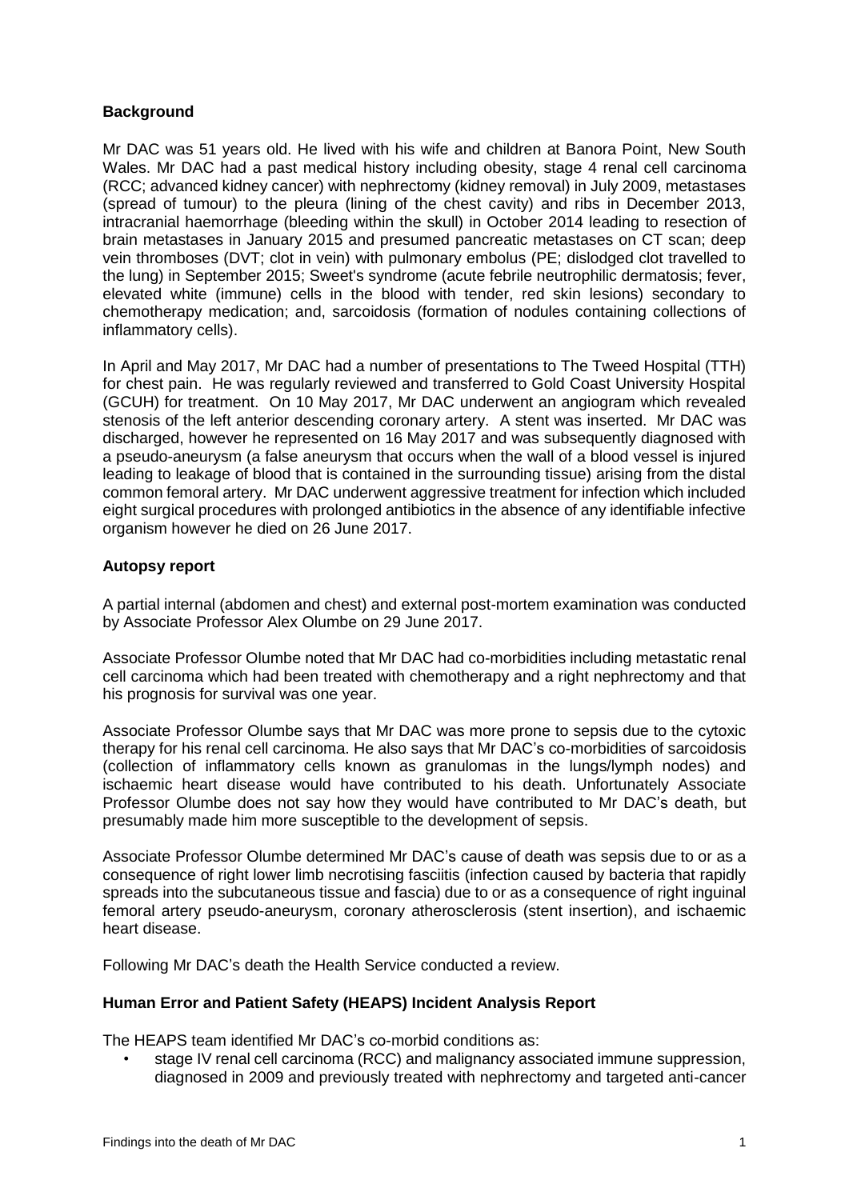## Background

Mr DAC was 51 years old. He lived with his wife and children at Banora Point, New South Wales. Mr DAC had a past medical history including obesity, stage 4 renal cell carcinoma (RCC; advanced kidney cancer) with nephrectomy (kidney removal) in July 2009, metastases (spread of tumour) to the pleura (lining of the chest cavity) and ribs in December 2013, intracranial haemorrhage (bleeding within the skull) in October 2014 leading to resection of brain metastases in January 2015 and presumed pancreatic metastases on CT scan; deep vein thromboses (DVT; clot in vein) with pulmonary embolus (PE; dislodged clot travelled to the lung) in September 2015; Sweet's syndrome (acute febrile neutrophilic dermatosis; fever, elevated white (immune) cells in the blood with tender, red skin lesions) secondary to chemotherapy medication; and, sarcoidosis (formation of nodules containing collections of inflammatory cells).

In April and May 2017, Mr DAC had a number of presentations to The Tweed Hospital (TTH) for chest pain. He was regularly reviewed and transferred to Gold Coast University Hospital (GCUH) for treatment. On 10 May 2017, Mr DAC underwent an angiogram which revealed stenosis of the left anterior descending coronary artery. A stent was inserted. Mr DAC was discharged, however he represented on 16 May 2017 and was subsequently diagnosed with a pseudo-aneurysm (a false aneurysm that occurs when the wall of a blood vessel is injured leading to leakage of blood that is contained in the surrounding tissue) arising from the distal common femoral artery. Mr DAC underwent aggressive treatment for infection which included eight surgical procedures with prolonged antibiotics in the absence of any identifiable infective organism however he died on 26 June 2017.

## Autopsy report

A partial internal (abdomen and chest) and external post-mortem examination was conducted by Associate Professor Alex Olumbe on 29 June 2017.

Associate Professor Olumbe noted that Mr DAC had co-morbidities including metastatic renal cell carcinoma which had been treated with chemotherapy and a right nephrectomy and that his prognosis for survival was one year.

Associate Professor Olumbe says that Mr DAC was more prone to sepsis due to the cytoxic therapy for his renal cell carcinoma. He also says that Mr DAC's co-morbidities of sarcoidosis (collection of inflammatory cells known as granulomas in the lungs/lymph nodes) and ischaemic heart disease would have contributed to his death. Unfortunately Associate Professor Olumbe does not say how they would have contributed to Mr DAC's death, but presumably made him more susceptible to the development of sepsis.

Associate Professor Olumbe determined Mr DAC's cause of death was sepsis due to or as a consequence of right lower limb necrotising fasciitis (infection caused by bacteria that rapidly spreads into the subcutaneous tissue and fascia) due to or as a consequence of right inguinal femoral artery pseudo-aneurysm, coronary atherosclerosis (stent insertion), and ischaemic heart disease.

Following Mr DAC's death the Health Service conducted a review.

## Human Error and Patient Safety (HEAPS) Incident Analysis Report

The HEAPS team identified Mr DAC's co-morbid conditions as:

- stage IV renal cell carcinoma (RCC) and malignancy associated immune suppression, diagnosed in 2009 and previously treated with nephrectomy and targeted anti-cancer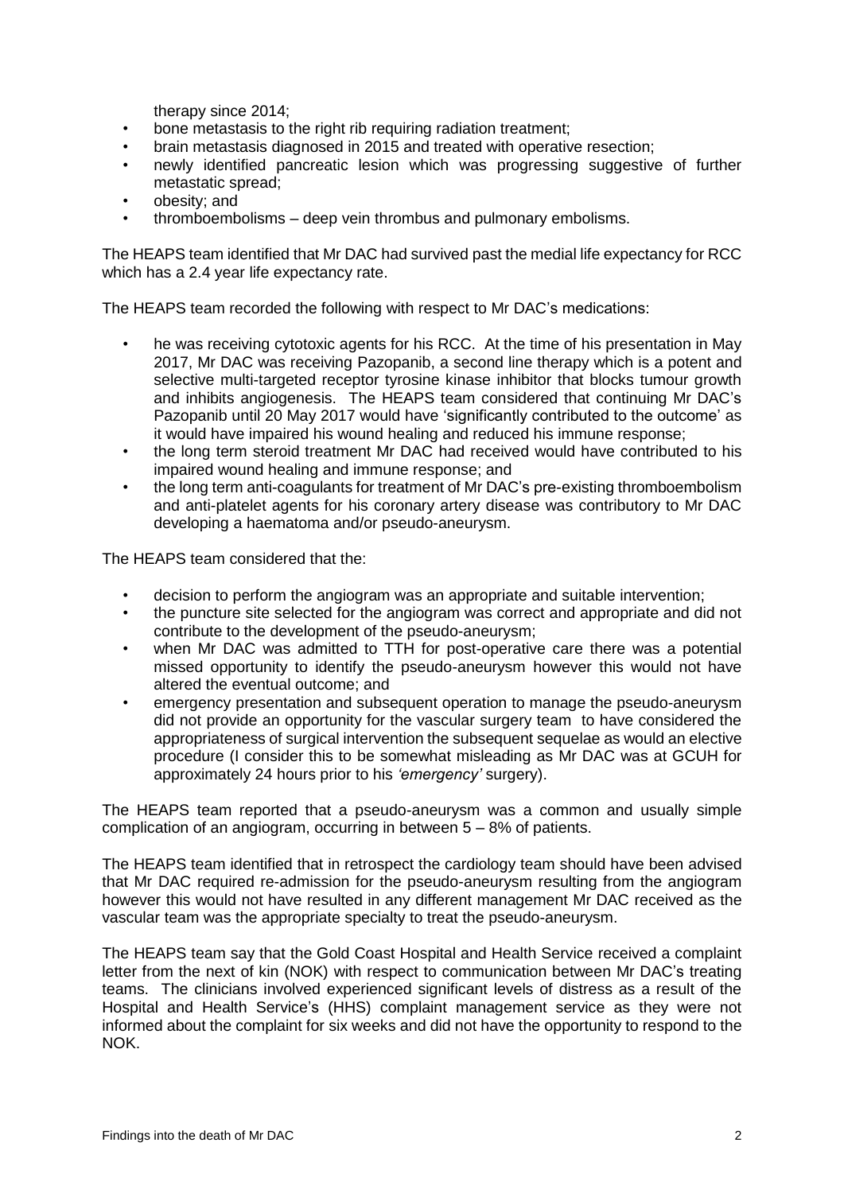therapy since 2014;

- bone metastasis to the right rib requiring radiation treatment;
- brain metastasis diagnosed in 2015 and treated with operative resection;
- newly identified pancreatic lesion which was progressing suggestive of further metastatic spread;
- obesity; and
- thromboembolisms – deep vein thrombus and pulmonary embolisms.

The HEAPS team identified that Mr DAC had survived past the medial life expectancy for RCC which has a 2.4 year life expectancy rate.

The HEAPS team recorded the following with respect to Mr DAC's medications:

- he was receiving cytotoxic agents for his RCC. At the time of his presentation in May 2017, Mr DAC was receiving Pazopanib, a second line therapy which is a potent and selective multi-targeted receptor tyrosine kinase inhibitor that blocks tumour growth and inhibits angiogenesis. The HEAPS team considered that continuing Mr DAC's Pazopanib until 20 May 2017 would have 'significantly contributed to the outcome' as it would have impaired his wound healing and reduced his immune response;
- the long term steroid treatment Mr DAC had received would have contributed to his impaired wound healing and immune response; and
- the long term anti-coagulants for treatment of Mr DAC's pre-existing thromboembolism and anti-platelet agents for his coronary artery disease was contributory to Mr DAC developing a haematoma and/or pseudo-aneurysm.

The HEAPS team considered that the:

- decision to perform the angiogram was an appropriate and suitable intervention;
- the puncture site selected for the angiogram was correct and appropriate and did not contribute to the development of the pseudo-aneurysm;
- when Mr DAC was admitted to TTH for post-operative care there was a potential missed opportunity to identify the pseudo-aneurysm however this would not have altered the eventual outcome; and
- emergency presentation and subsequent operation to manage the pseudo-aneurysm did not provide an opportunity for the vascular surgery team to have considered the appropriateness of surgical intervention the subsequent sequelae as would an elective procedure (I consider this to be somewhat misleading as Mr DAC was at GCUH for approximately 24 hours prior to his *'emergency'* surgery).

The HEAPS team reported that a pseudo-aneurysm was a common and usually simple complication of an angiogram, occurring in between 5 – 8% of patients.

The HEAPS team identified that in retrospect the cardiology team should have been advised that Mr DAC required re-admission for the pseudo-aneurysm resulting from the angiogram however this would not have resulted in any different management Mr DAC received as the vascular team was the appropriate specialty to treat the pseudo-aneurysm.

The HEAPS team say that the Gold Coast Hospital and Health Service received a complaint letter from the next of kin (NOK) with respect to communication between Mr DAC's treating teams. The clinicians involved experienced significant levels of distress as a result of the Hospital and Health Service's (HHS) complaint management service as they were not informed about the complaint for six weeks and did not have the opportunity to respond to the NOK.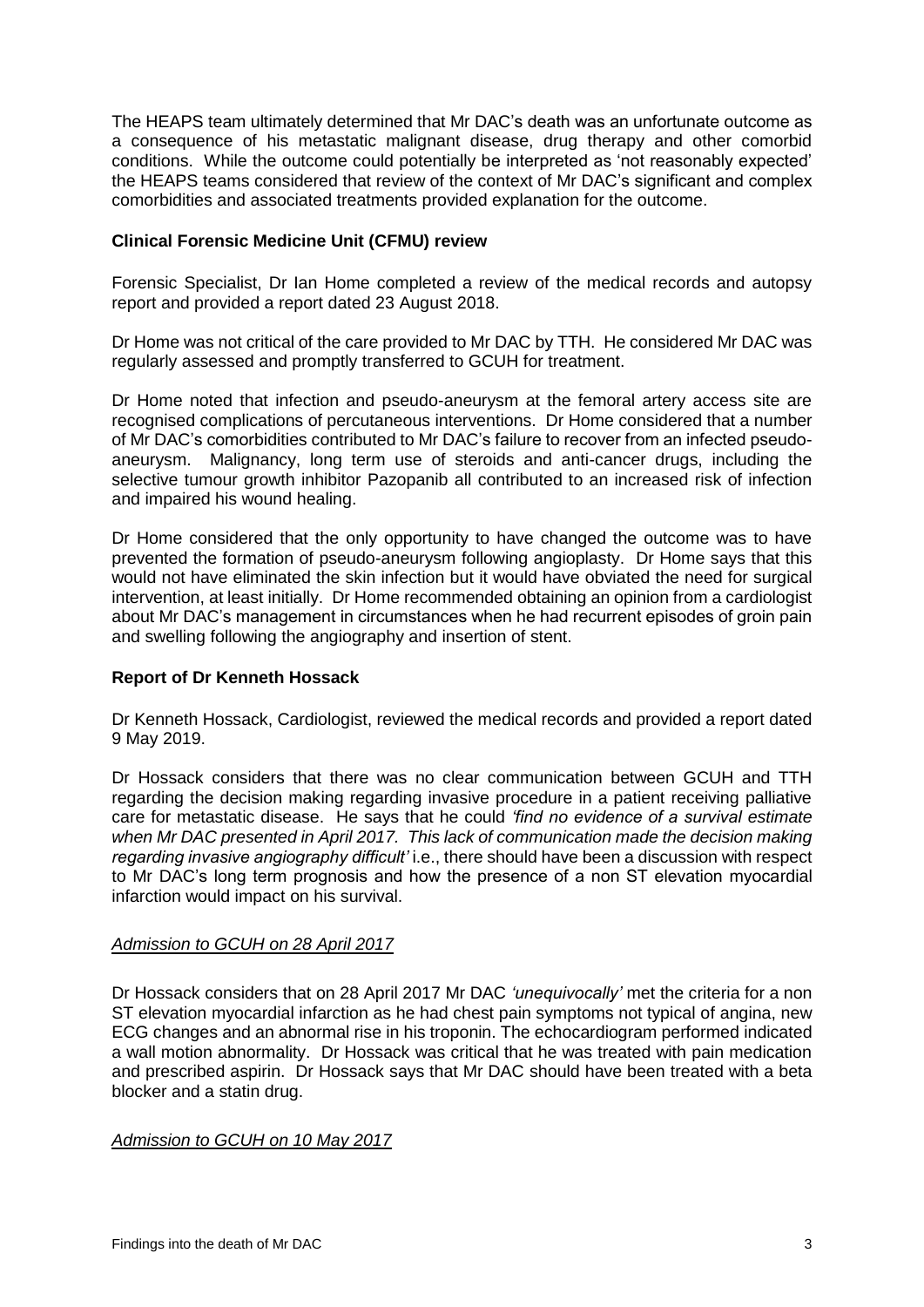The HEAPS team ultimately determined that Mr DAC's death was an unfortunate outcome as a consequence of his metastatic malignant disease, drug therapy and other comorbid conditions. While the outcome could potentially be interpreted as 'not reasonably expected' the HEAPS teams considered that review of the context of Mr DAC's significant and complex comorbidities and associated treatments provided explanation for the outcome.

**Clinical Forensic Medicine Unit (CFMU) review**

Forensic Specialist, Dr Ian Home completed a review of the medical records and autopsy report and provided a report dated 23 August 2018.

Dr Home was not critical of the care provided to Mr DAC by TTH. He considered Mr DAC was regularly assessed and promptly transferred to GCUH for treatment.

Dr Home noted that infection and pseudo-aneurysm at the femoral artery access site are recognised complications of percutaneous interventions. Dr Home considered that a number of Mr DAC's comorbidities contributed to Mr DAC's failure to recover from an infected pseudo-aneurysm. Malignancy, long term use of steroids and anti-cancer drugs, including the selective tumour growth inhibitor Pazopanib all contributed to an increased risk of infection and impaired his wound healing.

Dr Home considered that the only opportunity to have changed the outcome was to have prevented the formation of pseudo-aneurysm following angioplasty. Dr Home says that this would not have eliminated the skin infection but it would have obviated the need for surgical intervention, at least initially. Dr Home recommended obtaining an opinion from a cardiologist about Mr DAC's management in circumstances when he had recurrent episodes of groin pain and swelling following the angiography and insertion of stent.

**Report of Dr Kenneth Hossack**

Dr Kenneth Hossack, Cardiologist, reviewed the medical records and provided a report dated 9 May 2019.

Dr Hossack considers that there was no clear communication between GCUH and TTH regarding the decision making regarding invasive procedure in a patient receiving palliative care for metastatic disease. He says that he could *'find no evidence of a survival estimate when Mr DAC presented in April 2017. This lack of communication made the decision making regarding invasive angiography difficult'* i.e., there should have been a discussion with respect to Mr DAC's long term prognosis and how the presence of a non ST elevation myocardial infarction would impact on his survival.

*Admission to GCUH on 28 April 2017*

Dr Hossack considers that on 28 April 2017 Mr DAC *'unequivocally'* met the criteria for a non ST elevation myocardial infarction as he had chest pain symptoms not typical of angina, new ECG changes and an abnormal rise in his troponin. The echocardiogram performed indicated a wall motion abnormality. Dr Hossack was critical that he was treated with pain medication and prescribed aspirin. Dr Hossack says that Mr DAC should have been treated with a beta blocker and a statin drug.

*Admission to GCUH on 10 May 2017*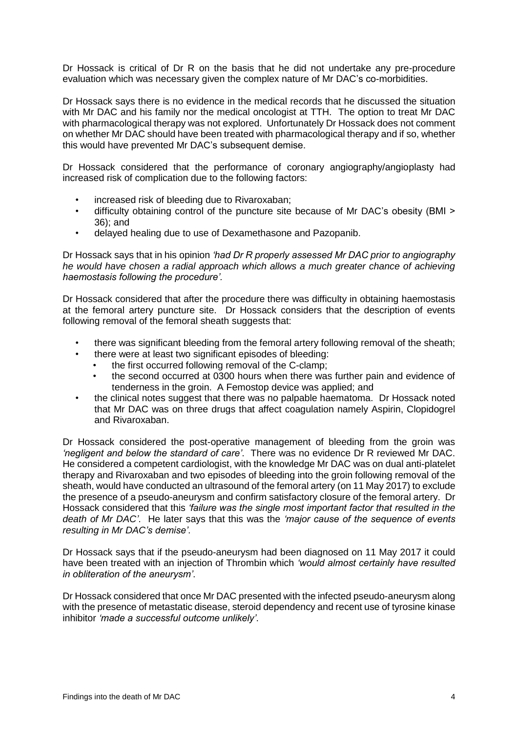Dr Hossack is critical of Dr R on the basis that he did not undertake any pre-procedure evaluation which was necessary given the complex nature of Mr DAC's co-morbidities.

Dr Hossack says there is no evidence in the medical records that he discussed the situation with Mr DAC and his family nor the medical oncologist at TTH. The option to treat Mr DAC with pharmacological therapy was not explored. Unfortunately Dr Hossack does not comment on whether Mr DAC should have been treated with pharmacological therapy and if so, whether this would have prevented Mr DAC's subsequent demise.

Dr Hossack considered that the performance of coronary angiography/angioplasty had increased risk of complication due to the following factors:

- increased risk of bleeding due to Rivaroxaban;
- difficulty obtaining control of the puncture site because of Mr DAC's obesity (BMI > 36); and
- delayed healing due to use of Dexamethasone and Pazopanib.

Dr Hossack says that in his opinion *'had Dr R properly assessed Mr DAC prior to angiography he would have chosen a radial approach which allows a much greater chance of achieving haemostasis following the procedure'.*

Dr Hossack considered that after the procedure there was difficulty in obtaining haemostasis at the femoral artery puncture site. Dr Hossack considers that the description of events following removal of the femoral sheath suggests that:

- there was significant bleeding from the femoral artery following removal of the sheath;
- there were at least two significant episodes of bleeding:
  - the first occurred following removal of the C-clamp;
  - the second occurred at 0300 hours when there was further pain and evidence of tenderness in the groin. A Femostop device was applied; and
- the clinical notes suggest that there was no palpable haematoma. Dr Hossack noted that Mr DAC was on three drugs that affect coagulation namely Aspirin, Clopidogrel and Rivaroxaban.

Dr Hossack considered the post-operative management of bleeding from the groin was *'negligent and below the standard of care'*. There was no evidence Dr R reviewed Mr DAC. He considered a competent cardiologist, with the knowledge Mr DAC was on dual anti-platelet therapy and Rivaroxaban and two episodes of bleeding into the groin following removal of the sheath, would have conducted an ultrasound of the femoral artery (on 11 May 2017) to exclude the presence of a pseudo-aneurysm and confirm satisfactory closure of the femoral artery. Dr Hossack considered that this *'failure was the single most important factor that resulted in the death of Mr DAC'*. He later says that this was the *'major cause of the sequence of events resulting in Mr DAC's demise'*.

Dr Hossack says that if the pseudo-aneurysm had been diagnosed on 11 May 2017 it could have been treated with an injection of Thrombin which *'would almost certainly have resulted in obliteration of the aneurysm'*.

Dr Hossack considered that once Mr DAC presented with the infected pseudo-aneurysm along with the presence of metastatic disease, steroid dependency and recent use of tyrosine kinase inhibitor *'made a successful outcome unlikely'*.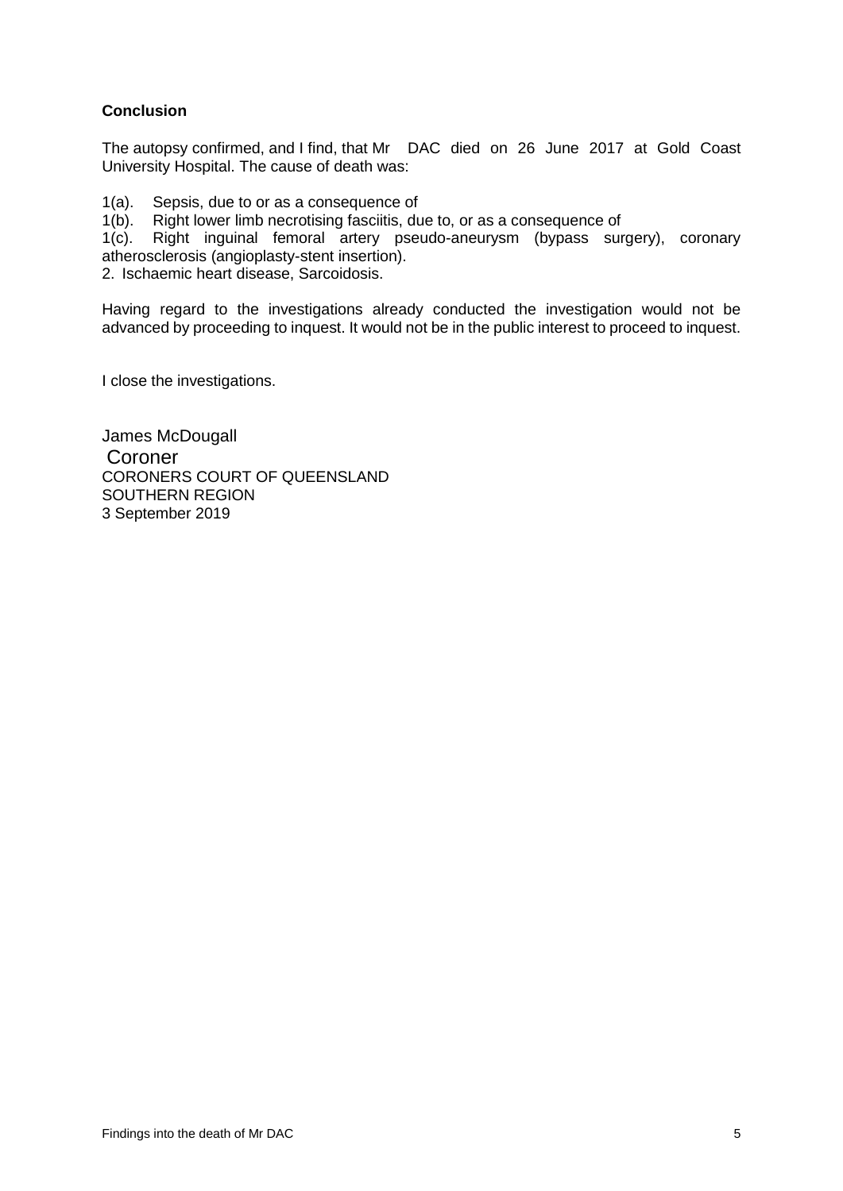**Conclusion**

The autopsy confirmed, and I find, that Mr DAC died on 26 June 2017 at Gold Coast University Hospital. The cause of death was:

1(a). Sepsis, due to or as a consequence of
1(b). Right lower limb necrotising fasciitis, due to, or as a consequence of
1(c). Right inguinal femoral artery pseudo-aneurysm (bypass surgery), coronary atherosclerosis (angioplasty-stent insertion).
2. Ischaemic heart disease, Sarcoidosis.

Having regard to the investigations already conducted the investigation would not be advanced by proceeding to inquest. It would not be in the public interest to proceed to inquest.

I close the investigations.

James McDougall
Coroner
CORONERS COURT OF QUEENSLAND
SOUTHERN REGION
3 September 2019